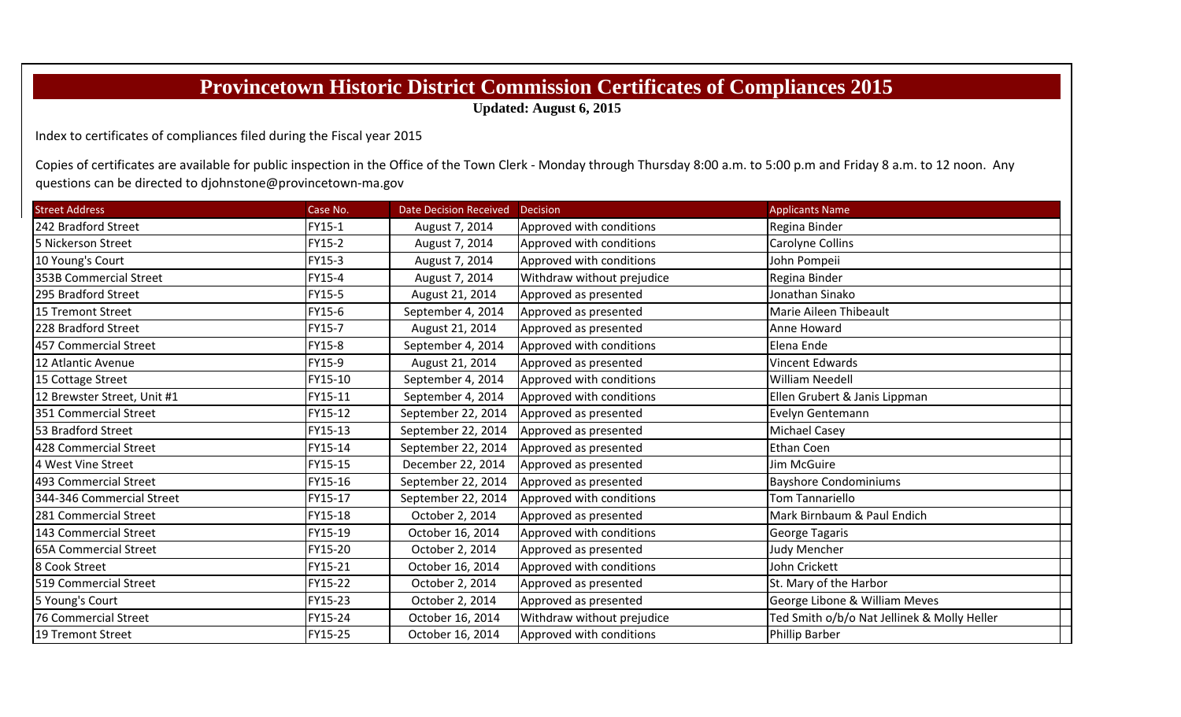# Provincetown Historic District Commission Certificates of Compliances 2015

**Updated: August 6, 2015**

Index to certificates of compliances filed during the Fiscal year 2015

Copies of certificates are available for public inspection in the Office of the Town Clerk - Monday through Thursday 8:00 a.m. to 5:00 p.m and Friday 8 a.m. to 12 noon. Any questions can be directed to djohnstone@provincetown-ma.gov

| Street Address | Case No. | Date Decision Received | Decision | Applicants Name |
|---|---|---|---|---|
| 242 Bradford Street | FY15-1 | August 7, 2014 | Approved with conditions | Regina Binder |
| 5 Nickerson Street | FY15-2 | August 7, 2014 | Approved with conditions | Carolyne Collins |
| 10 Young's Court | FY15-3 | August 7, 2014 | Approved with conditions | John Pompeii |
| 353B Commercial Street | FY15-4 | August 7, 2014 | Withdraw without prejudice | Regina Binder |
| 295 Bradford Street | FY15-5 | August 21, 2014 | Approved as presented | Jonathan Sinako |
| 15 Tremont Street | FY15-6 | September 4, 2014 | Approved as presented | Marie Aileen Thibeault |
| 228 Bradford Street | FY15-7 | August 21, 2014 | Approved as presented | Anne Howard |
| 457 Commercial Street | FY15-8 | September 4, 2014 | Approved with conditions | Elena Ende |
| 12 Atlantic Avenue | FY15-9 | August 21, 2014 | Approved as presented | Vincent Edwards |
| 15 Cottage Street | FY15-10 | September 4, 2014 | Approved with conditions | William Needell |
| 12 Brewster Street, Unit #1 | FY15-11 | September 4, 2014 | Approved with conditions | Ellen Grubert & Janis Lippman |
| 351 Commercial Street | FY15-12 | September 22, 2014 | Approved as presented | Evelyn Gentemann |
| 53 Bradford Street | FY15-13 | September 22, 2014 | Approved as presented | Michael Casey |
| 428 Commercial Street | FY15-14 | September 22, 2014 | Approved as presented | Ethan Coen |
| 4 West Vine Street | FY15-15 | December 22, 2014 | Approved as presented | Jim McGuire |
| 493 Commercial Street | FY15-16 | September 22, 2014 | Approved as presented | Bayshore Condominiums |
| 344-346 Commercial Street | FY15-17 | September 22, 2014 | Approved with conditions | Tom Tannariello |
| 281 Commercial Street | FY15-18 | October 2, 2014 | Approved as presented | Mark Birnbaum & Paul Endich |
| 143 Commercial Street | FY15-19 | October 16, 2014 | Approved with conditions | George Tagaris |
| 65A Commercial Street | FY15-20 | October 2, 2014 | Approved as presented | Judy Mencher |
| 8 Cook Street | FY15-21 | October 16, 2014 | Approved with conditions | John Crickett |
| 519 Commercial Street | FY15-22 | October 2, 2014 | Approved as presented | St. Mary of the Harbor |
| 5 Young's Court | FY15-23 | October 2, 2014 | Approved as presented | George Libone & William Meves |
| 76 Commercial Street | FY15-24 | October 16, 2014 | Withdraw without prejudice | Ted Smith o/b/o Nat Jellinek & Molly Heller |
| 19 Tremont Street | FY15-25 | October 16, 2014 | Approved with conditions | Phillip Barber |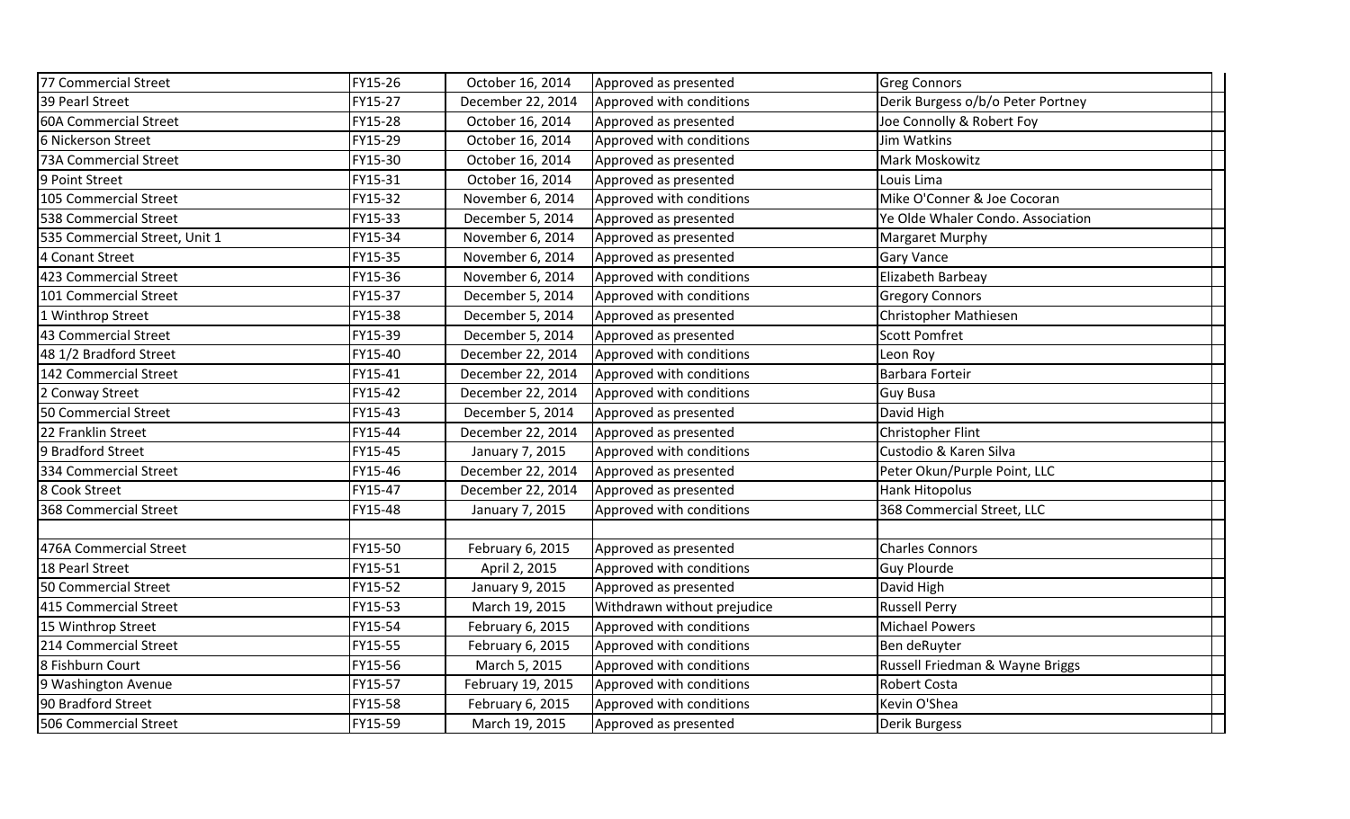| | | | | |
|---|---|---|---|---|
| 77 Commercial Street | FY15-26 | October 16, 2014 | Approved as presented | Greg Connors |
| 39 Pearl Street | FY15-27 | December 22, 2014 | Approved with conditions | Derik Burgess o/b/o Peter Portney |
| 60A Commercial Street | FY15-28 | October 16, 2014 | Approved as presented | Joe Connolly & Robert Foy |
| 6 Nickerson Street | FY15-29 | October 16, 2014 | Approved with conditions | Jim Watkins |
| 73A Commercial Street | FY15-30 | October 16, 2014 | Approved as presented | Mark Moskowitz |
| 9 Point Street | FY15-31 | October 16, 2014 | Approved as presented | Louis Lima |
| 105 Commercial Street | FY15-32 | November 6, 2014 | Approved with conditions | Mike O'Conner & Joe Cocoran |
| 538 Commercial Street | FY15-33 | December 5, 2014 | Approved as presented | Ye Olde Whaler Condo. Association |
| 535 Commercial Street, Unit 1 | FY15-34 | November 6, 2014 | Approved as presented | Margaret Murphy |
| 4 Conant Street | FY15-35 | November 6, 2014 | Approved as presented | Gary Vance |
| 423 Commercial Street | FY15-36 | November 6, 2014 | Approved with conditions | Elizabeth Barbeay |
| 101 Commercial Street | FY15-37 | December 5, 2014 | Approved with conditions | Gregory Connors |
| 1 Winthrop Street | FY15-38 | December 5, 2014 | Approved as presented | Christopher Mathiesen |
| 43 Commercial Street | FY15-39 | December 5, 2014 | Approved as presented | Scott Pomfret |
| 48 1/2 Bradford Street | FY15-40 | December 22, 2014 | Approved with conditions | Leon Roy |
| 142 Commercial Street | FY15-41 | December 22, 2014 | Approved with conditions | Barbara Forteir |
| 2 Conway Street | FY15-42 | December 22, 2014 | Approved with conditions | Guy Busa |
| 50 Commercial Street | FY15-43 | December 5, 2014 | Approved as presented | David High |
| 22 Franklin Street | FY15-44 | December 22, 2014 | Approved as presented | Christopher Flint |
| 9 Bradford Street | FY15-45 | January 7, 2015 | Approved with conditions | Custodio & Karen Silva |
| 334 Commercial Street | FY15-46 | December 22, 2014 | Approved as presented | Peter Okun/Purple Point, LLC |
| 8 Cook Street | FY15-47 | December 22, 2014 | Approved as presented | Hank Hitopolus |
| 368 Commercial Street | FY15-48 | January 7, 2015 | Approved with conditions | 368 Commercial Street, LLC |
| | | | | |
| 476A Commercial Street | FY15-50 | February 6, 2015 | Approved as presented | Charles Connors |
| 18 Pearl Street | FY15-51 | April 2, 2015 | Approved with conditions | Guy Plourde |
| 50 Commercial Street | FY15-52 | January 9, 2015 | Approved as presented | David High |
| 415 Commercial Street | FY15-53 | March 19, 2015 | Withdrawn without prejudice | Russell Perry |
| 15 Winthrop Street | FY15-54 | February 6, 2015 | Approved with conditions | Michael Powers |
| 214 Commercial Street | FY15-55 | February 6, 2015 | Approved with conditions | Ben deRuyter |
| 8 Fishburn Court | FY15-56 | March 5, 2015 | Approved with conditions | Russell Friedman & Wayne Briggs |
| 9 Washington Avenue | FY15-57 | February 19, 2015 | Approved with conditions | Robert Costa |
| 90 Bradford Street | FY15-58 | February 6, 2015 | Approved with conditions | Kevin O'Shea |
| 506 Commercial Street | FY15-59 | March 19, 2015 | Approved as presented | Derik Burgess |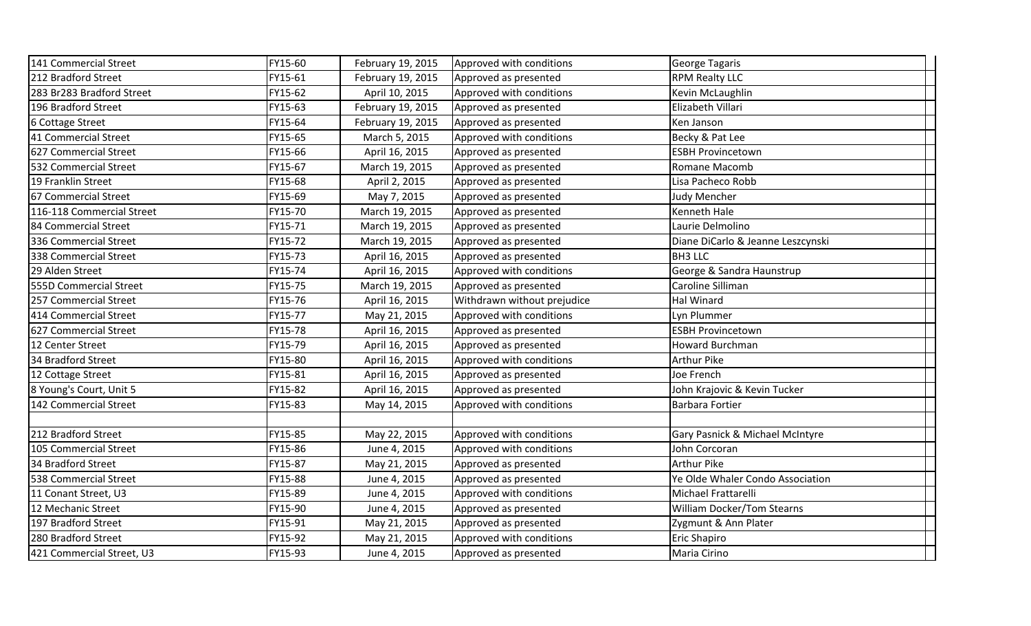| | | | | |
|---|---|---|---|---|
| 141 Commercial Street | FY15-60 | February 19, 2015 | Approved with conditions | George Tagaris |
| 212 Bradford Street | FY15-61 | February 19, 2015 | Approved as presented | RPM Realty LLC |
| 283 Br283 Bradford Street | FY15-62 | April 10, 2015 | Approved with conditions | Kevin McLaughlin |
| 196 Bradford Street | FY15-63 | February 19, 2015 | Approved as presented | Elizabeth Villari |
| 6 Cottage Street | FY15-64 | February 19, 2015 | Approved as presented | Ken Janson |
| 41 Commercial Street | FY15-65 | March 5, 2015 | Approved with conditions | Becky & Pat Lee |
| 627 Commercial Street | FY15-66 | April 16, 2015 | Approved as presented | ESBH Provincetown |
| 532 Commercial Street | FY15-67 | March 19, 2015 | Approved as presented | Romane Macomb |
| 19 Franklin Street | FY15-68 | April 2, 2015 | Approved as presented | Lisa Pacheco Robb |
| 67 Commercial Street | FY15-69 | May 7, 2015 | Approved as presented | Judy Mencher |
| 116-118 Commercial Street | FY15-70 | March 19, 2015 | Approved as presented | Kenneth Hale |
| 84 Commercial Street | FY15-71 | March 19, 2015 | Approved as presented | Laurie Delmolino |
| 336 Commercial Street | FY15-72 | March 19, 2015 | Approved as presented | Diane DiCarlo & Jeanne Leszcynski |
| 338 Commercial Street | FY15-73 | April 16, 2015 | Approved as presented | BH3 LLC |
| 29 Alden Street | FY15-74 | April 16, 2015 | Approved with conditions | George & Sandra Haunstrup |
| 555D Commercial Street | FY15-75 | March 19, 2015 | Approved as presented | Caroline Silliman |
| 257 Commercial Street | FY15-76 | April 16, 2015 | Withdrawn without prejudice | Hal Winard |
| 414 Commercial Street | FY15-77 | May 21, 2015 | Approved with conditions | Lyn Plummer |
| 627 Commercial Street | FY15-78 | April 16, 2015 | Approved as presented | ESBH Provincetown |
| 12 Center Street | FY15-79 | April 16, 2015 | Approved as presented | Howard Burchman |
| 34 Bradford Street | FY15-80 | April 16, 2015 | Approved with conditions | Arthur Pike |
| 12 Cottage Street | FY15-81 | April 16, 2015 | Approved as presented | Joe French |
| 8 Young's Court, Unit 5 | FY15-82 | April 16, 2015 | Approved as presented | John Krajovic & Kevin Tucker |
| 142 Commercial Street | FY15-83 | May 14, 2015 | Approved with conditions | Barbara Fortier |
| | | | | |
| 212 Bradford Street | FY15-85 | May 22, 2015 | Approved with conditions | Gary Pasnick & Michael McIntyre |
| 105 Commercial Street | FY15-86 | June 4, 2015 | Approved with conditions | John Corcoran |
| 34 Bradford Street | FY15-87 | May 21, 2015 | Approved as presented | Arthur Pike |
| 538 Commercial Street | FY15-88 | June 4, 2015 | Approved as presented | Ye Olde Whaler Condo Association |
| 11 Conant Street, U3 | FY15-89 | June 4, 2015 | Approved with conditions | Michael Frattarelli |
| 12 Mechanic Street | FY15-90 | June 4, 2015 | Approved as presented | William Docker/Tom Stearns |
| 197 Bradford Street | FY15-91 | May 21, 2015 | Approved as presented | Zygmunt & Ann Plater |
| 280 Bradford Street | FY15-92 | May 21, 2015 | Approved with conditions | Eric Shapiro |
| 421 Commercial Street, U3 | FY15-93 | June 4, 2015 | Approved as presented | Maria Cirino |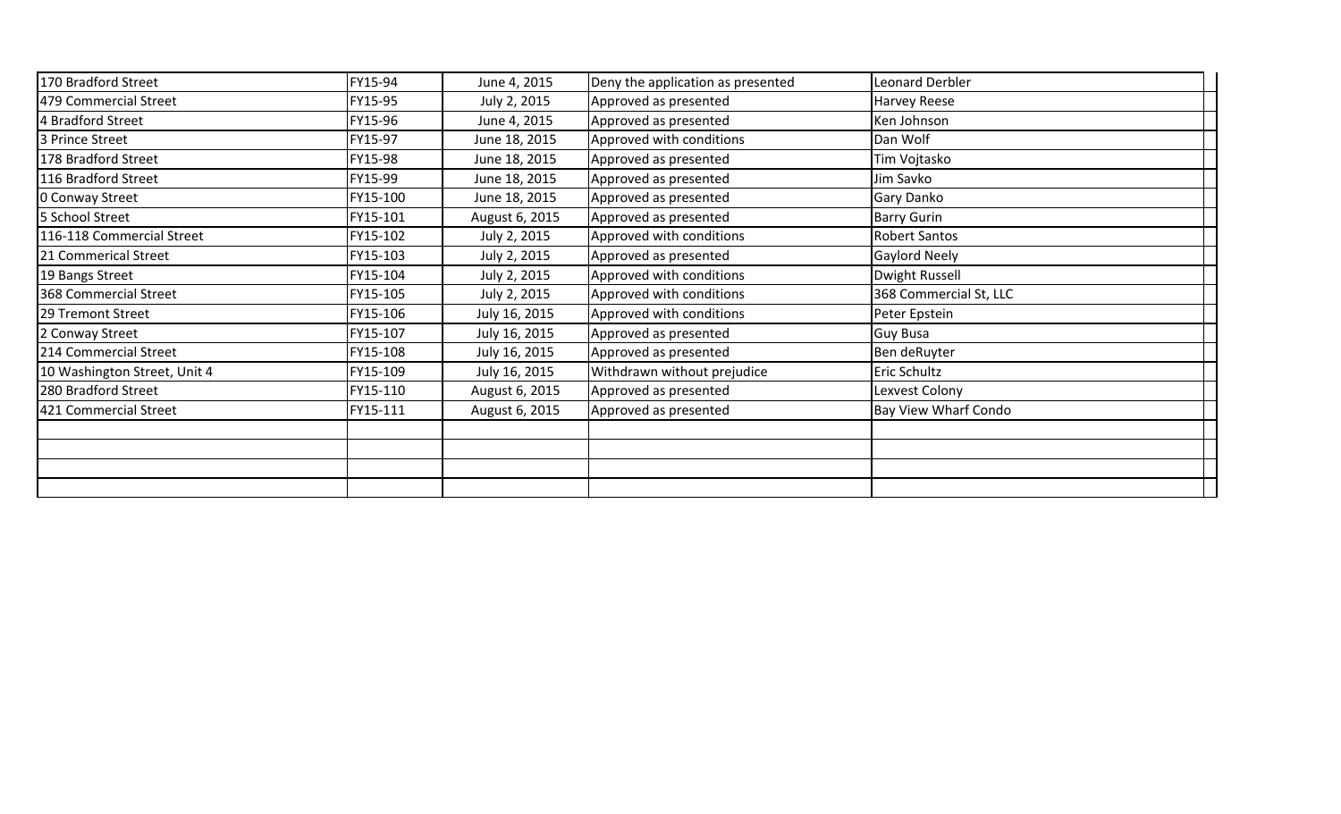| | | | | |
|---|---|---|---|---|
| 170 Bradford Street | FY15-94 | June 4, 2015 | Deny the application as presented | Leonard Derbler |
| 479 Commercial Street | FY15-95 | July 2, 2015 | Approved as presented | Harvey Reese |
| 4 Bradford Street | FY15-96 | June 4, 2015 | Approved as presented | Ken Johnson |
| 3 Prince Street | FY15-97 | June 18, 2015 | Approved with conditions | Dan Wolf |
| 178 Bradford Street | FY15-98 | June 18, 2015 | Approved as presented | Tim Vojtasko |
| 116 Bradford Street | FY15-99 | June 18, 2015 | Approved as presented | Jim Savko |
| 0 Conway Street | FY15-100 | June 18, 2015 | Approved as presented | Gary Danko |
| 5 School Street | FY15-101 | August 6, 2015 | Approved as presented | Barry Gurin |
| 116-118 Commercial Street | FY15-102 | July 2, 2015 | Approved with conditions | Robert Santos |
| 21 Commerical Street | FY15-103 | July 2, 2015 | Approved as presented | Gaylord Neely |
| 19 Bangs Street | FY15-104 | July 2, 2015 | Approved with conditions | Dwight Russell |
| 368 Commercial Street | FY15-105 | July 2, 2015 | Approved with conditions | 368 Commercial St, LLC |
| 29 Tremont Street | FY15-106 | July 16, 2015 | Approved with conditions | Peter Epstein |
| 2 Conway Street | FY15-107 | July 16, 2015 | Approved as presented | Guy Busa |
| 214 Commercial Street | FY15-108 | July 16, 2015 | Approved as presented | Ben deRuyter |
| 10 Washington Street, Unit 4 | FY15-109 | July 16, 2015 | Withdrawn without prejudice | Eric Schultz |
| 280 Bradford Street | FY15-110 | August 6, 2015 | Approved as presented | Lexvest Colony |
| 421 Commercial Street | FY15-111 | August 6, 2015 | Approved as presented | Bay View Wharf Condo |
| | | | | |
| | | | | |
| | | | | |
| | | | | |